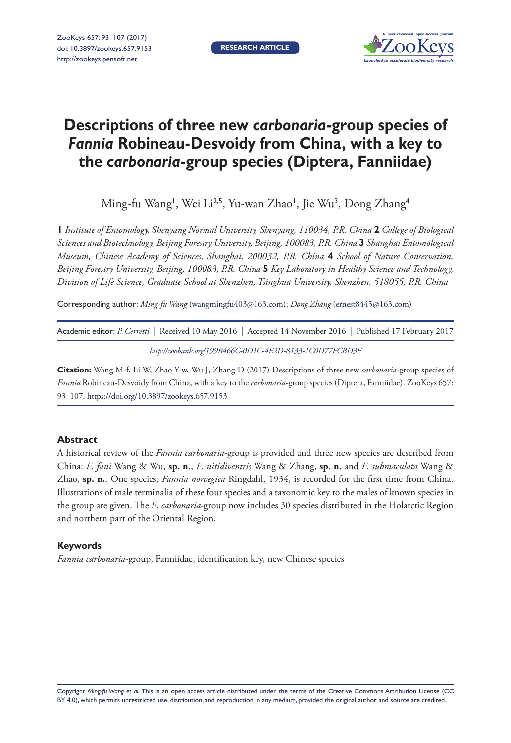# Descriptions of three new *carbonaria*-group species of *Fannia* Robineau-Desvoidy from China, with a key to the *carbonaria*-group species (Diptera, Fanniidae)

Ming-fu Wang[1], Wei Li[2,5], Yu-wan Zhao[1], Jie Wu[3], Dong Zhang[4]

**1** *Institute of Entomology, Shenyang Normal University, Shenyang, 110034, P.R. China* **2** *College of Biological Sciences and Biotechnology, Beijing Forestry University, Beijing, 100083, P.R. China* **3** *Shanghai Entomological Museum, Chinese Academy of Sciences, Shanghai, 200032, P.R. China* **4** *School of Nature Conservation, Beijing Forestry University, Beijing, 100083, P.R. China* **5** *Key Laboratory in Healthy Science and Technology, Division of Life Science, Graduate School at Shenzhen, Tsinghua University, Shenzhen, 518055, P.R. China*

Corresponding author: *Ming-fu Wang* (wangmingfu403@163.com); *Dong Zhang* (ernest8445@163.com)

Academic editor: *P. Cerretti* | Received 10 May 2016 | Accepted 14 November 2016 | Published 17 February 2017

*http://zoobank.org/199B466C-0D1C-4E2D-8133-1C0D77FCBD3F*

**Citation:** Wang M-f, Li W, Zhao Y-w, Wu J, Zhang D (2017) Descriptions of three new *carbonaria*-group species of *Fannia* Robineau-Desvoidy from China, with a key to the *carbonaria*-group species (Diptera, Fanniidae). ZooKeys 657: 93–107. https://doi.org/10.3897/zookeys.657.9153

## Abstract

A historical review of the *Fannia carbonaria*-group is provided and three new species are described from China: *F. fani* Wang & Wu, **sp. n.**, *F. nitidiventris* Wang & Zhang, **sp. n.** and *F. submaculata* Wang & Zhao, **sp. n.**. One species, *Fannia norvegica* Ringdahl, 1934, is recorded for the first time from China. Illustrations of male terminalia of these four species and a taxonomic key to the males of known species in the group are given. The *F. carbonaria*-group now includes 30 species distributed in the Holarctic Region and northern part of the Oriental Region.

## Keywords

*Fannia carbonaria*-group, Fanniidae, identification key, new Chinese species

Copyright *Ming-fu Wang et al.* This is an open access article distributed under the terms of the Creative Commons Attribution License (CC BY 4.0), which permits unrestricted use, distribution, and reproduction in any medium, provided the original author and source are credited.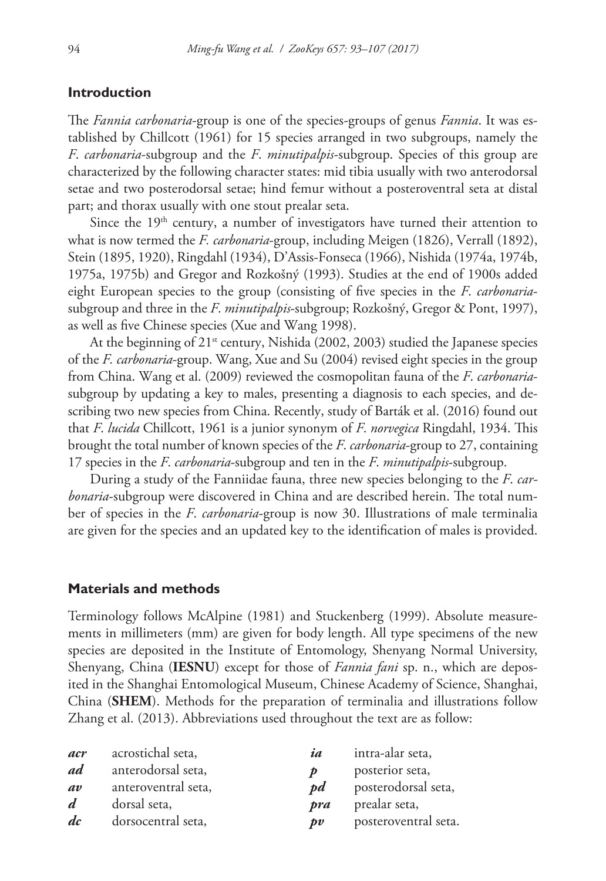## Introduction

The *Fannia carbonaria*-group is one of the species-groups of genus *Fannia*. It was established by Chillcott (1961) for 15 species arranged in two subgroups, namely the *F. carbonaria*-subgroup and the *F. minutipalpis*-subgroup. Species of this group are characterized by the following character states: mid tibia usually with two anterodorsal setae and two posterodorsal setae; hind femur without a posteroventral seta at distal part; and thorax usually with one stout prealar seta.

Since the 19th century, a number of investigators have turned their attention to what is now termed the *F. carbonaria*-group, including Meigen (1826), Verrall (1892), Stein (1895, 1920), Ringdahl (1934), D'Assis-Fonseca (1966), Nishida (1974a, 1974b, 1975a, 1975b) and Gregor and Rozkošný (1993). Studies at the end of 1900s added eight European species to the group (consisting of five species in the *F. carbonaria*-subgroup and three in the *F. minutipalpis*-subgroup; Rozkošný, Gregor & Pont, 1997), as well as five Chinese species (Xue and Wang 1998).

At the beginning of 21st century, Nishida (2002, 2003) studied the Japanese species of the *F. carbonaria*-group. Wang, Xue and Su (2004) revised eight species in the group from China. Wang et al. (2009) reviewed the cosmopolitan fauna of the *F. carbonaria*-subgroup by updating a key to males, presenting a diagnosis to each species, and describing two new species from China. Recently, study of Barták et al. (2016) found out that *F. lucida* Chillcott, 1961 is a junior synonym of *F. norvegica* Ringdahl, 1934. This brought the total number of known species of the *F. carbonaria*-group to 27, containing 17 species in the *F. carbonaria*-subgroup and ten in the *F. minutipalpis*-subgroup.

During a study of the Fanniidae fauna, three new species belonging to the *F. carbonaria*-subgroup were discovered in China and are described herein. The total number of species in the *F. carbonaria*-group is now 30. Illustrations of male terminalia are given for the species and an updated key to the identification of males is provided.

## Materials and methods

Terminology follows McAlpine (1981) and Stuckenberg (1999). Absolute measurements in millimeters (mm) are given for body length. All type specimens of the new species are deposited in the Institute of Entomology, Shenyang Normal University, Shenyang, China (**IESNU**) except for those of *Fannia fani* sp. n., which are deposited in the Shanghai Entomological Museum, Chinese Academy of Science, Shanghai, China (**SHEM**). Methods for the preparation of terminalia and illustrations follow Zhang et al. (2013). Abbreviations used throughout the text are as follow:

| | | | |
|---|---|---|---|
| ***acr*** | acrostichal seta, | ***ia*** | intra-alar seta, |
| ***ad*** | anterodorsal seta, | ***p*** | posterior seta, |
| ***av*** | anteroventral seta, | ***pd*** | posterodorsal seta, |
| ***d*** | dorsal seta, | ***pra*** | prealar seta, |
| ***dc*** | dorsocentral seta, | ***pv*** | posteroventral seta. |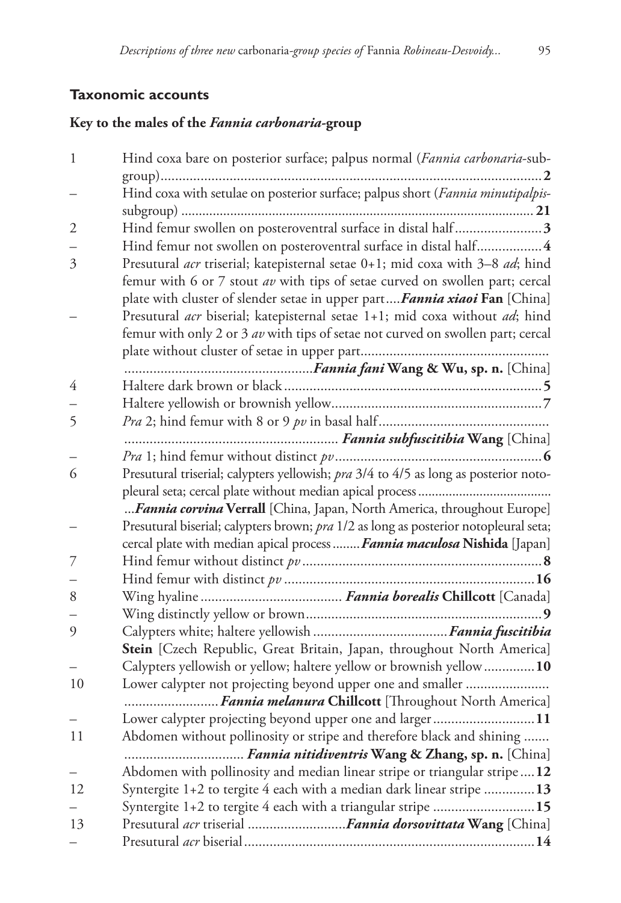## Taxonomic accounts

### Key to the males of the *Fannia carbonaria*-group

1 Hind coxa bare on posterior surface; palpus normal (*Fannia carbonaria*-subgroup)........................................................................................... **2**

– Hind coxa with setulae on posterior surface; palpus short (*Fannia minutipalpis*-subgroup) ................................................................................................ **21**

2 Hind femur swollen on posteroventral surface in distal half........................ **3**

– Hind femur not swollen on posteroventral surface in distal half.................. **4**

3 Presutural *acr* triserial; katepisternal setae 0+1; mid coxa with 3–8 *ad*; hind femur with 6 or 7 stout *av* with tips of setae curved on swollen part; cercal plate with cluster of slender setae in upper part....***Fannia xiaoi* Fan** [China]

– Presutural *acr* biserial; katepisternal setae 1+1; mid coxa without *ad*; hind femur with only 2 or 3 *av* with tips of setae not curved on swollen part; cercal plate without cluster of setae in upper part.................................................... ...................................................***Fannia fani* Wang & Wu, sp. n.** [China]

4 Haltere dark brown or black ....................................................................... **5**

– Haltere yellowish or brownish yellow.......................................................... **7**

5 *Pra* 2; hind femur with 8 or 9 *pv* in basal half.............................................. .......................................................... ***Fannia subfuscitibia* Wang** [China]

– *Pra* 1; hind femur without distinct *pv*......................................................... **6**

6 Presutural triserial; calypters yellowish; *pra* 3/4 to 4/5 as long as posterior notopleural seta; cercal plate without median apical process ...................................... ...***Fannia corvina* Verrall** [China, Japan, North America, throughout Europe]

– Presutural biserial; calypters brown; *pra* 1/2 as long as posterior notopleural seta; cercal plate with median apical process ........***Fannia maculosa* Nishida** [Japan]

7 Hind femur without distinct *pv* .................................................................. **8**

– Hind femur with distinct *pv* ..................................................................... **16**

8 Wing hyaline ....................................... ***Fannia borealis* Chillcott** [Canada]

– Wing distinctly yellow or brown................................................................. **9**

9 Calypters white; haltere yellowish .....................................***Fannia fuscitibia* Stein** [Czech Republic, Great Britain, Japan, throughout North America]

– Calypters yellowish or yellow; haltere yellow or brownish yellow.............. **10**

10 Lower calypter not projecting beyond upper one and smaller ....................... ..........................***Fannia melanura* Chillcott** [Throughout North America]

– Lower calypter projecting beyond upper one and larger............................ **11**

11 Abdomen without pollinosity or stripe and therefore black and shining ....... ................................ ***Fannia nitidiventris* Wang & Zhang, sp. n.** [China]

– Abdomen with pollinosity and median linear stripe or triangular stripe .... **12**

12 Syntergite 1+2 to tergite 4 each with a median dark linear stripe .............. **13**

– Syntergite 1+2 to tergite 4 each with a triangular stripe ............................ **15**

13 Presutural *acr* triserial ...........................***Fannia dorsovittata* Wang** [China]

– Presutural *acr* biserial................................................................................. **14**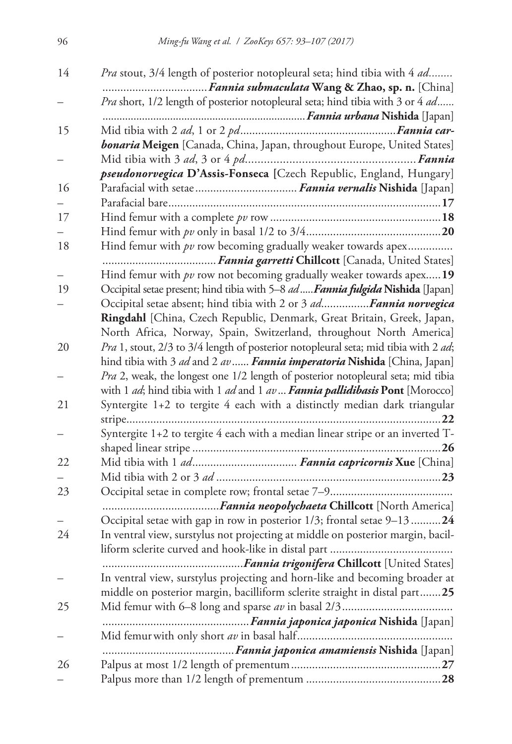14 *Pra* stout, 3/4 length of posterior notopleural seta; hind tibia with 4 *ad*........ ....................................***Fannia submaculata* Wang & Zhao, sp. n.** [China]

– *Pra* short, 1/2 length of posterior notopleural seta; hind tibia with 3 or 4 *ad*...... .......................................................................***Fannia urbana* Nishida** [Japan]

15 Mid tibia with 2 *ad*, 1 or 2 *pd*....................................................***Fannia carbonaria* Meigen** [Canada, China, Japan, throughout Europe, United States]

– Mid tibia with 3 *ad*, 3 or 4 *pd*.......................................................***Fannia pseudonorvegica* D'Assis-Fonseca** [Czech Republic, England, Hungary]

16 Parafacial with setae..................................***Fannia vernalis* Nishida** [Japan]

– Parafacial bare...........................................................................................**17**

17 Hind femur with a complete *pv* row.........................................................**18**

– Hind femur with *pv* only in basal 1/2 to 3/4............................................**20**

18 Hind femur with *pv* row becoming gradually weaker towards apex.............. ......................................***Fannia garretti* Chillcott** [Canada, United States]

– Hind femur with *pv* row not becoming gradually weaker towards apex.....**19**

19 Occipital setae present; hind tibia with 5–8 *ad*.....***Fannia fulgida* Nishida** [Japan]

– Occipital setae absent; hind tibia with 2 or 3 *ad*................***Fannia norvegica* Ringdahl** [China, Czech Republic, Denmark, Great Britain, Greek, Japan, North Africa, Norway, Spain, Switzerland, throughout North America]

20 *Pra* 1, stout, 2/3 to 3/4 length of posterior notopleural seta; mid tibia with 2 *ad*; hind tibia with 3 *ad* and 2 *av*......***Fannia imperatoria* Nishida** [China, Japan]

– *Pra* 2, weak, the longest one 1/2 length of posterior notopleural seta; mid tibia with 1 *ad*; hind tibia with 1 *ad* and 1 *av*...***Fannia pallidibasis* Pont** [Morocco]

21 Syntergite 1+2 to tergite 4 each with a distinctly median dark triangular stripe..........................................................................................................**22**

– Syntergite 1+2 to tergite 4 each with a median linear stripe or an inverted T-shaped linear stripe....................................................................................**26**

22 Mid tibia with 1 *ad*..................................***Fannia capricornis* Xue** [China]

– Mid tibia with 2 or 3 *ad*............................................................................**23**

23 Occipital setae in complete row; frontal setae 7–9......................................... .......................................***Fannia neopolychaeta* Chillcott** [North America]

– Occipital setae with gap in row in posterior 1/3; frontal setae 9–13..........**24**

24 In ventral view, surstylus not projecting at middle on posterior margin, bacilliform sclerite curved and hook-like in distal part......................................... ..............................................***Fannia trigonifera* Chillcott** [United States]

– In ventral view, surstylus projecting and horn-like and becoming broader at middle on posterior margin, bacilliform sclerite straight in distal part.......**25**

25 Mid femur with 6–8 long and sparse *av* in basal 2/3.................................... ................................................***Fannia japonica japonica* Nishida** [Japan]

– Mid femur with only short *av* in basal half................................................... ............................................***Fannia japonica amamiensis* Nishida** [Japan]

26 Palpus at most 1/2 length of prementum..................................................**27**

– Palpus more than 1/2 length of prementum.............................................**28**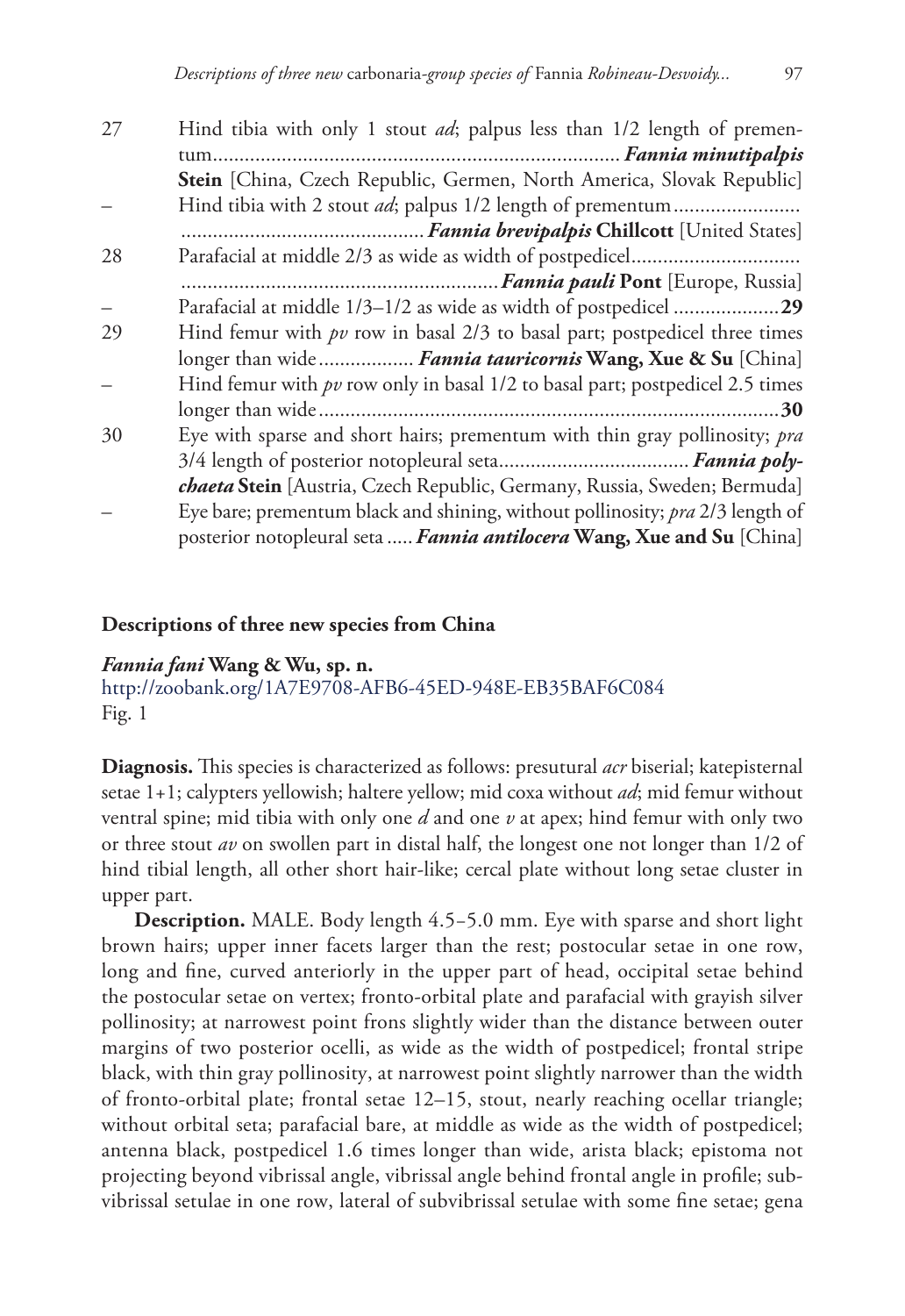27 Hind tibia with only 1 stout *ad*; palpus less than 1/2 length of prementum............................................................................ ***Fannia minutipalpis*** **Stein** [China, Czech Republic, Germen, North America, Slovak Republic]

– Hind tibia with 2 stout *ad*; palpus 1/2 length of prementum........................ ............................................. ***Fannia brevipalpis*** **Chillcott** [United States]

28 Parafacial at middle 2/3 as wide as width of postpedicel................................ ............................................................ ***Fannia pauli*** **Pont** [Europe, Russia]

– Parafacial at middle 1/3–1/2 as wide as width of postpedicel ....................**29**

29 Hind femur with *pv* row in basal 2/3 to basal part; postpedicel three times longer than wide.................. ***Fannia tauricornis*** **Wang, Xue & Su** [China]

– Hind femur with *pv* row only in basal 1/2 to basal part; postpedicel 2.5 times longer than wide.......................................................................................**30**

30 Eye with sparse and short hairs; prementum with thin gray pollinosity; *pra* 3/4 length of posterior notopleural seta.................................... ***Fannia polychaeta*** **Stein** [Austria, Czech Republic, Germany, Russia, Sweden; Bermuda]

– Eye bare; prementum black and shining, without pollinosity; *pra* 2/3 length of posterior notopleural seta ..... ***Fannia antilocera*** **Wang, Xue and Su** [China]

## Descriptions of three new species from China

### *Fannia fani* Wang & Wu, sp. n.

http://zoobank.org/1A7E9708-AFB6-45ED-948E-EB35BAF6C084

Fig. 1

**Diagnosis.** This species is characterized as follows: presutural *acr* biserial; katepisternal setae 1+1; calypters yellowish; haltere yellow; mid coxa without *ad*; mid femur without ventral spine; mid tibia with only one *d* and one *v* at apex; hind femur with only two or three stout *av* on swollen part in distal half, the longest one not longer than 1/2 of hind tibial length, all other short hair-like; cercal plate without long setae cluster in upper part.

**Description.** MALE. Body length 4.5–5.0 mm. Eye with sparse and short light brown hairs; upper inner facets larger than the rest; postocular setae in one row, long and fine, curved anteriorly in the upper part of head, occipital setae behind the postocular setae on vertex; fronto-orbital plate and parafacial with grayish silver pollinosity; at narrowest point frons slightly wider than the distance between outer margins of two posterior ocelli, as wide as the width of postpedicel; frontal stripe black, with thin gray pollinosity, at narrowest point slightly narrower than the width of fronto-orbital plate; frontal setae 12–15, stout, nearly reaching ocellar triangle; without orbital seta; parafacial bare, at middle as wide as the width of postpedicel; antenna black, postpedicel 1.6 times longer than wide, arista black; epistoma not projecting beyond vibrissal angle, vibrissal angle behind frontal angle in profile; subvibrissal setulae in one row, lateral of subvibrissal setulae with some fine setae; gena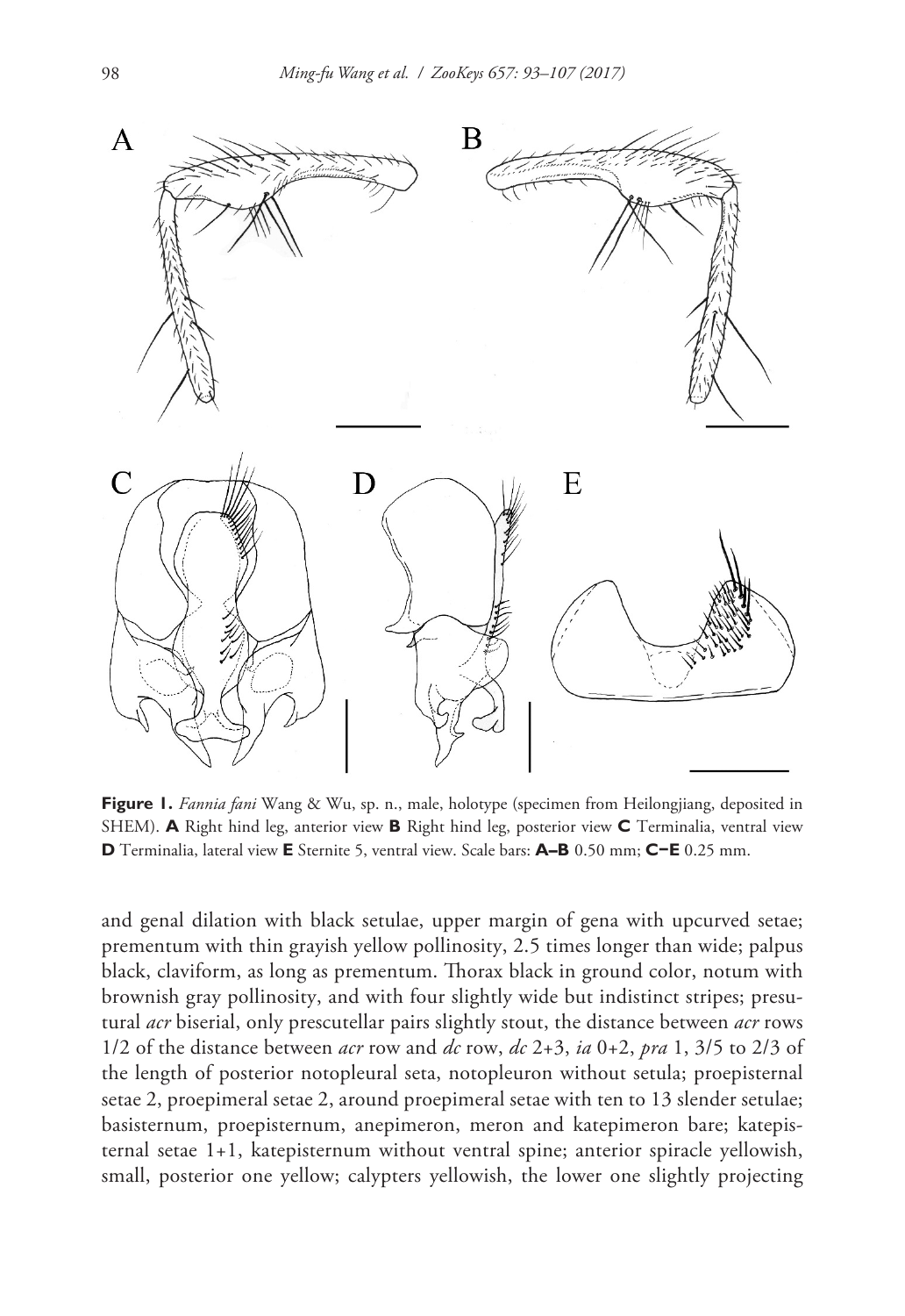**Figure 1.** *Fannia fani* Wang & Wu, sp. n., male, holotype (specimen from Heilongjiang, deposited in SHEM). **A** Right hind leg, anterior view **B** Right hind leg, posterior view **C** Terminalia, ventral view **D** Terminalia, lateral view **E** Sternite 5, ventral view. Scale bars: **A–B** 0.50 mm; **C–E** 0.25 mm.

and genal dilation with black setulae, upper margin of gena with upcurved setae; prementum with thin grayish yellow pollinosity, 2.5 times longer than wide; palpus black, claviform, as long as prementum. Thorax black in ground color, notum with brownish gray pollinosity, and with four slightly wide but indistinct stripes; presutural *acr* biserial, only prescutellar pairs slightly stout, the distance between *acr* rows 1/2 of the distance between *acr* row and *dc* row, *dc* 2+3, *ia* 0+2, *pra* 1, 3/5 to 2/3 of the length of posterior notopleural seta, notopleuron without setula; proepisternal setae 2, proepimeral setae 2, around proepimeral setae with ten to 13 slender setulae; basisternum, proepisternum, anepimeron, meron and katepimeron bare; katepisternal setae 1+1, katepisternum without ventral spine; anterior spiracle yellowish, small, posterior one yellow; calypters yellowish, the lower one slightly projecting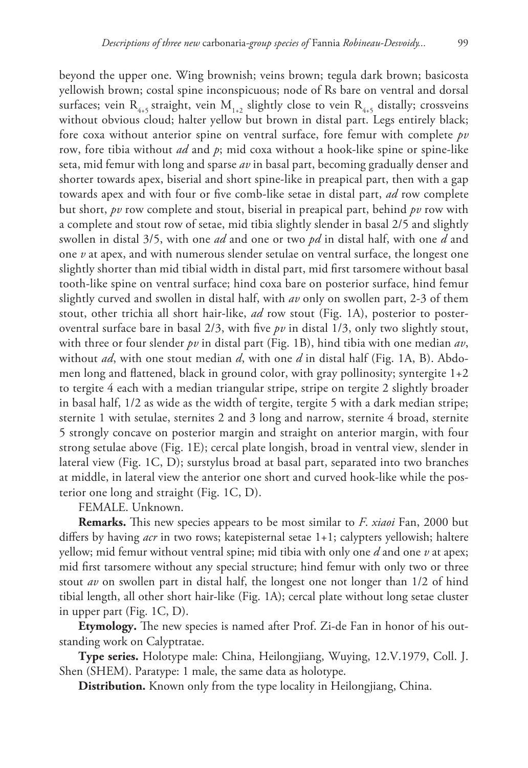beyond the upper one. Wing brownish; veins brown; tegula dark brown; basicosta yellowish brown; costal spine inconspicuous; node of Rs bare on ventral and dorsal surfaces; vein $R_{4+5}$ straight, vein $M_{1+2}$ slightly close to vein $R_{4+5}$ distally; crossveins without obvious cloud; halter yellow but brown in distal part. Legs entirely black; fore coxa without anterior spine on ventral surface, fore femur with complete *pv* row, fore tibia without *ad* and *p*; mid coxa without a hook-like spine or spine-like seta, mid femur with long and sparse *av* in basal part, becoming gradually denser and shorter towards apex, biserial and short spine-like in preapical part, then with a gap towards apex and with four or five comb-like setae in distal part, *ad* row complete but short, *pv* row complete and stout, biserial in preapical part, behind *pv* row with a complete and stout row of setae, mid tibia slightly slender in basal 2/5 and slightly swollen in distal 3/5, with one *ad* and one or two *pd* in distal half, with one *d* and one *v* at apex, and with numerous slender setulae on ventral surface, the longest one slightly shorter than mid tibial width in distal part, mid first tarsomere without basal tooth-like spine on ventral surface; hind coxa bare on posterior surface, hind femur slightly curved and swollen in distal half, with *av* only on swollen part, 2-3 of them stout, other trichia all short hair-like, *ad* row stout (Fig. 1A), posterior to posteroventral surface bare in basal 2/3, with five *pv* in distal 1/3, only two slightly stout, with three or four slender *pv* in distal part (Fig. 1B), hind tibia with one median *av*, without *ad*, with one stout median *d*, with one *d* in distal half (Fig. 1A, B). Abdomen long and flattened, black in ground color, with gray pollinosity; syntergite 1+2 to tergite 4 each with a median triangular stripe, stripe on tergite 2 slightly broader in basal half, 1/2 as wide as the width of tergite, tergite 5 with a dark median stripe; sternite 1 with setulae, sternites 2 and 3 long and narrow, sternite 4 broad, sternite 5 strongly concave on posterior margin and straight on anterior margin, with four strong setulae above (Fig. 1E); cercal plate longish, broad in ventral view, slender in lateral view (Fig. 1C, D); surstylus broad at basal part, separated into two branches at middle, in lateral view the anterior one short and curved hook-like while the posterior one long and straight (Fig. 1C, D).

FEMALE. Unknown.

**Remarks.** This new species appears to be most similar to *F. xiaoi* Fan, 2000 but differs by having *acr* in two rows; katepisternal setae 1+1; calypters yellowish; haltere yellow; mid femur without ventral spine; mid tibia with only one *d* and one *v* at apex; mid first tarsomere without any special structure; hind femur with only two or three stout *av* on swollen part in distal half, the longest one not longer than 1/2 of hind tibial length, all other short hair-like (Fig. 1A); cercal plate without long setae cluster in upper part (Fig. 1C, D).

**Etymology.** The new species is named after Prof. Zi-de Fan in honor of his outstanding work on Calyptratae.

**Type series.** Holotype male: China, Heilongjiang, Wuying, 12.V.1979, Coll. J. Shen (SHEM). Paratype: 1 male, the same data as holotype.

**Distribution.** Known only from the type locality in Heilongjiang, China.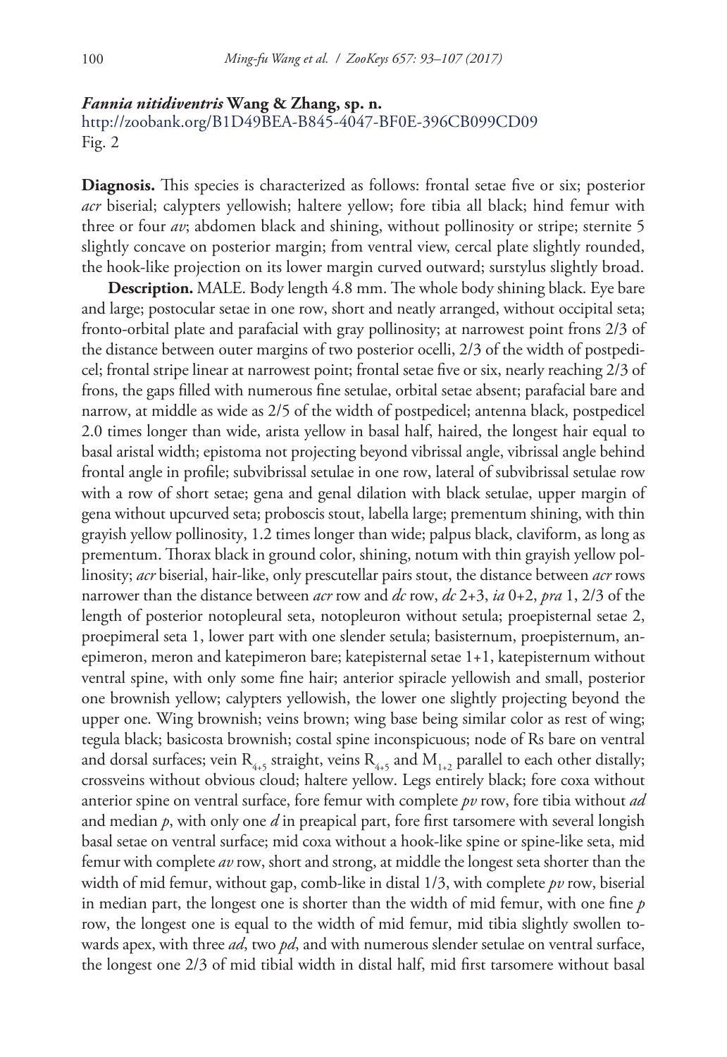### *Fannia nitidiventris* Wang & Zhang, sp. n.

http://zoobank.org/B1D49BEA-B845-4047-BF0E-396CB099CD09

Fig. 2

**Diagnosis.** This species is characterized as follows: frontal setae five or six; posterior *acr* biserial; calypters yellowish; haltere yellow; fore tibia all black; hind femur with three or four *av*; abdomen black and shining, without pollinosity or stripe; sternite 5 slightly concave on posterior margin; from ventral view, cercal plate slightly rounded, the hook-like projection on its lower margin curved outward; surstylus slightly broad.

**Description.** MALE. Body length 4.8 mm. The whole body shining black. Eye bare and large; postocular setae in one row, short and neatly arranged, without occipital seta; fronto-orbital plate and parafacial with gray pollinosity; at narrowest point frons 2/3 of the distance between outer margins of two posterior ocelli, 2/3 of the width of postpedicel; frontal stripe linear at narrowest point; frontal setae five or six, nearly reaching 2/3 of frons, the gaps filled with numerous fine setulae, orbital setae absent; parafacial bare and narrow, at middle as wide as 2/5 of the width of postpedicel; antenna black, postpedicel 2.0 times longer than wide, arista yellow in basal half, haired, the longest hair equal to basal aristal width; epistoma not projecting beyond vibrissal angle, vibrissal angle behind frontal angle in profile; subvibrissal setulae in one row, lateral of subvibrissal setulae row with a row of short setae; gena and genal dilation with black setulae, upper margin of gena without upcurved seta; proboscis stout, labella large; prementum shining, with thin grayish yellow pollinosity, 1.2 times longer than wide; palpus black, claviform, as long as prementum. Thorax black in ground color, shining, notum with thin grayish yellow pollinosity; *acr* biserial, hair-like, only prescutellar pairs stout, the distance between *acr* rows narrower than the distance between *acr* row and *dc* row, *dc* 2+3, *ia* 0+2, *pra* 1, 2/3 of the length of posterior notopleural seta, notopleuron without setula; proepisternal setae 2, proepimeral seta 1, lower part with one slender setula; basisternum, proepisternum, anepimeron, meron and katepimeron bare; katepisternal setae 1+1, katepisternum without ventral spine, with only some fine hair; anterior spiracle yellowish and small, posterior one brownish yellow; calypters yellowish, the lower one slightly projecting beyond the upper one. Wing brownish; veins brown; wing base being similar color as rest of wing; tegula black; basicosta brownish; costal spine inconspicuous; node of Rs bare on ventral and dorsal surfaces; vein $R_{4+5}$ straight, veins $R_{4+5}$ and $M_{1+2}$ parallel to each other distally; crossveins without obvious cloud; haltere yellow. Legs entirely black; fore coxa without anterior spine on ventral surface, fore femur with complete *pv* row, fore tibia without *ad* and median *p*, with only one *d* in preapical part, fore first tarsomere with several longish basal setae on ventral surface; mid coxa without a hook-like spine or spine-like seta, mid femur with complete *av* row, short and strong, at middle the longest seta shorter than the width of mid femur, without gap, comb-like in distal 1/3, with complete *pv* row, biserial in median part, the longest one is shorter than the width of mid femur, with one fine *p* row, the longest one is equal to the width of mid femur, mid tibia slightly swollen towards apex, with three *ad*, two *pd*, and with numerous slender setulae on ventral surface, the longest one 2/3 of mid tibial width in distal half, mid first tarsomere without basal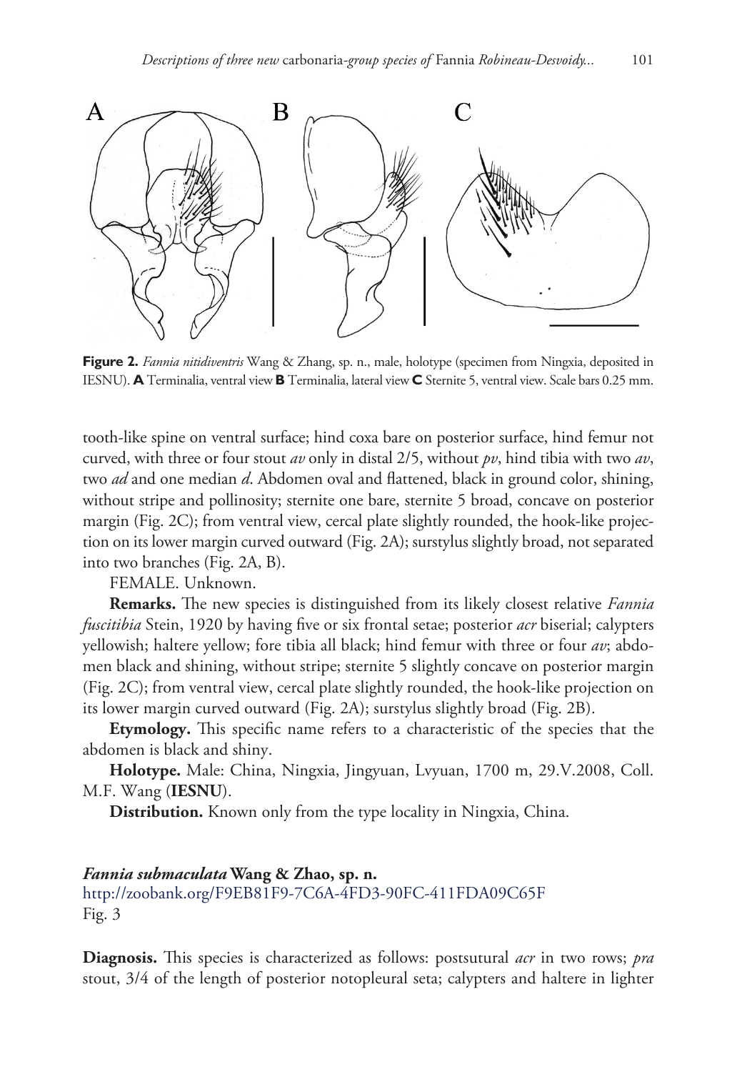**Figure 2.** *Fannia nitidiventris* Wang & Zhang, sp. n., male, holotype (specimen from Ningxia, deposited in IESNU). **A** Terminalia, ventral view **B** Terminalia, lateral view **C** Sternite 5, ventral view. Scale bars 0.25 mm.

tooth-like spine on ventral surface; hind coxa bare on posterior surface, hind femur not curved, with three or four stout *av* only in distal 2/5, without *pv*, hind tibia with two *av*, two *ad* and one median *d*. Abdomen oval and flattened, black in ground color, shining, without stripe and pollinosity; sternite one bare, sternite 5 broad, concave on posterior margin (Fig. 2C); from ventral view, cercal plate slightly rounded, the hook-like projection on its lower margin curved outward (Fig. 2A); surstylus slightly broad, not separated into two branches (Fig. 2A, B).

FEMALE. Unknown.

**Remarks.** The new species is distinguished from its likely closest relative *Fannia fuscitibia* Stein, 1920 by having five or six frontal setae; posterior *acr* biserial; calypters yellowish; haltere yellow; fore tibia all black; hind femur with three or four *av*; abdomen black and shining, without stripe; sternite 5 slightly concave on posterior margin (Fig. 2C); from ventral view, cercal plate slightly rounded, the hook-like projection on its lower margin curved outward (Fig. 2A); surstylus slightly broad (Fig. 2B).

**Etymology.** This specific name refers to a characteristic of the species that the abdomen is black and shiny.

**Holotype.** Male: China, Ningxia, Jingyuan, Lvyuan, 1700 m, 29.V.2008, Coll. M.F. Wang (**IESNU**).

**Distribution.** Known only from the type locality in Ningxia, China.

### *Fannia submaculata* Wang & Zhao, sp. n.

http://zoobank.org/F9EB81F9-7C6A-4FD3-90FC-411FDA09C65F

Fig. 3

**Diagnosis.** This species is characterized as follows: postsutural *acr* in two rows; *pra* stout, 3/4 of the length of posterior notopleural seta; calypters and haltere in lighter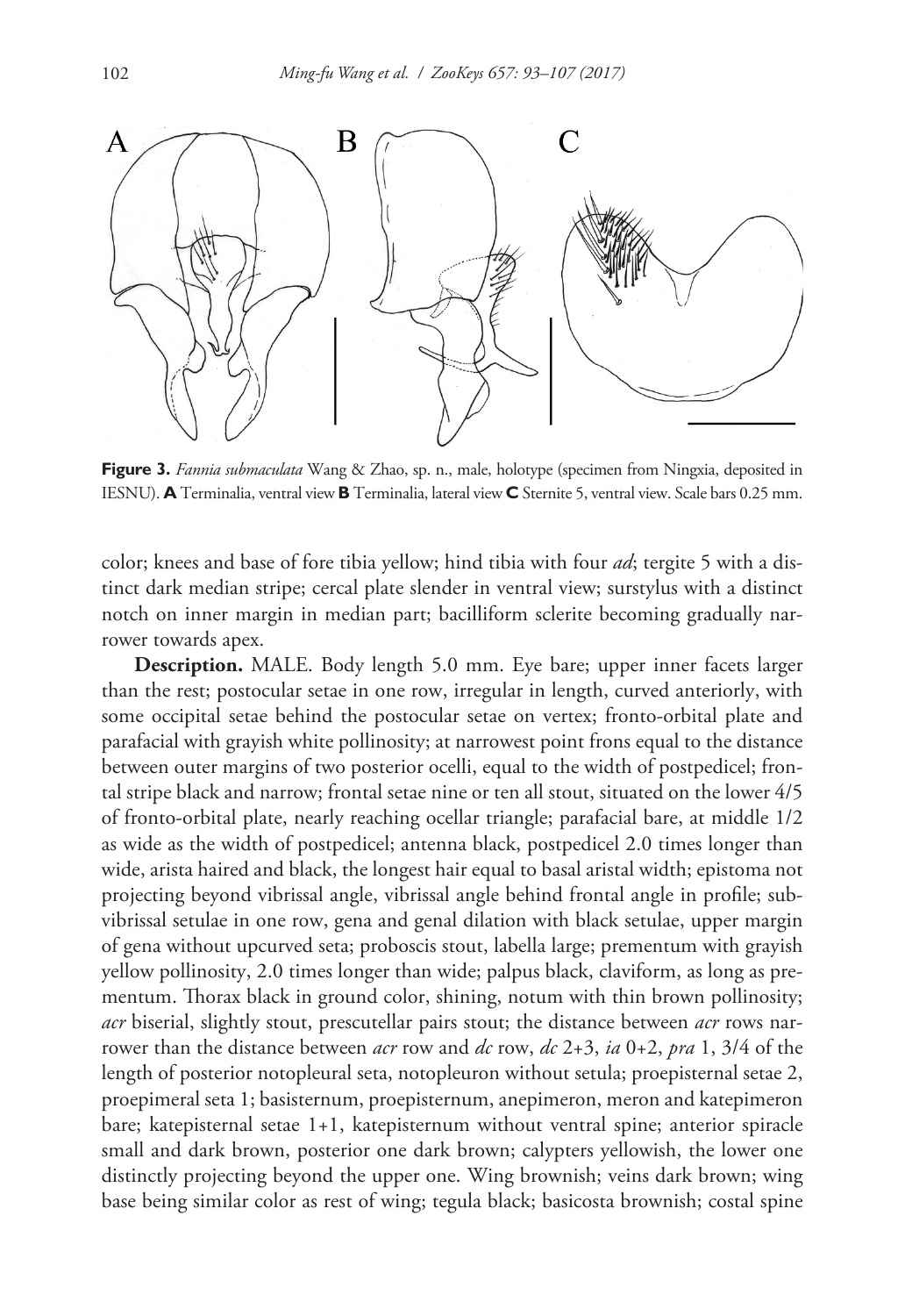**Figure 3.** *Fannia submaculata* Wang & Zhao, sp. n., male, holotype (specimen from Ningxia, deposited in IESNU). **A** Terminalia, ventral view **B** Terminalia, lateral view **C** Sternite 5, ventral view. Scale bars 0.25 mm.

color; knees and base of fore tibia yellow; hind tibia with four *ad*; tergite 5 with a distinct dark median stripe; cercal plate slender in ventral view; surstylus with a distinct notch on inner margin in median part; bacilliform sclerite becoming gradually narrower towards apex.

**Description.** MALE. Body length 5.0 mm. Eye bare; upper inner facets larger than the rest; postocular setae in one row, irregular in length, curved anteriorly, with some occipital setae behind the postocular setae on vertex; fronto-orbital plate and parafacial with grayish white pollinosity; at narrowest point frons equal to the distance between outer margins of two posterior ocelli, equal to the width of postpedicel; frontal stripe black and narrow; frontal setae nine or ten all stout, situated on the lower 4/5 of fronto-orbital plate, nearly reaching ocellar triangle; parafacial bare, at middle 1/2 as wide as the width of postpedicel; antenna black, postpedicel 2.0 times longer than wide, arista haired and black, the longest hair equal to basal aristal width; epistoma not projecting beyond vibrissal angle, vibrissal angle behind frontal angle in profile; subvibrissal setulae in one row, gena and genal dilation with black setulae, upper margin of gena without upcurved seta; proboscis stout, labella large; prementum with grayish yellow pollinosity, 2.0 times longer than wide; palpus black, claviform, as long as prementum. Thorax black in ground color, shining, notum with thin brown pollinosity; *acr* biserial, slightly stout, prescutellar pairs stout; the distance between *acr* rows narrower than the distance between *acr* row and *dc* row, *dc* 2+3, *ia* 0+2, *pra* 1, 3/4 of the length of posterior notopleural seta, notopleuron without setula; proepisternal setae 2, proepimeral seta 1; basisternum, proepisternum, anepimeron, meron and katepimeron bare; katepisternal setae 1+1, katepisternum without ventral spine; anterior spiracle small and dark brown, posterior one dark brown; calypters yellowish, the lower one distinctly projecting beyond the upper one. Wing brownish; veins dark brown; wing base being similar color as rest of wing; tegula black; basicosta brownish; costal spine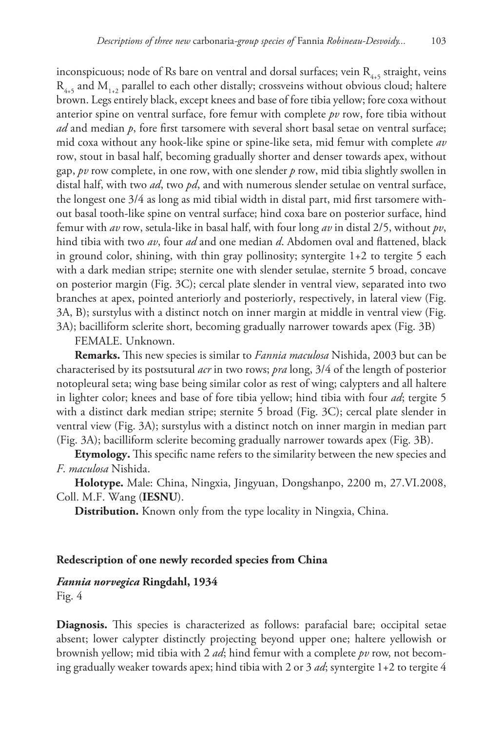inconspicuous; node of Rs bare on ventral and dorsal surfaces; vein $R_{4+5}$ straight, veins $R_{4+5}$ and $M_{1+2}$ parallel to each other distally; crossveins without obvious cloud; haltere brown. Legs entirely black, except knees and base of fore tibia yellow; fore coxa without anterior spine on ventral surface, fore femur with complete *pv* row, fore tibia without *ad* and median *p*, fore first tarsomere with several short basal setae on ventral surface; mid coxa without any hook-like spine or spine-like seta, mid femur with complete *av* row, stout in basal half, becoming gradually shorter and denser towards apex, without gap, *pv* row complete, in one row, with one slender *p* row, mid tibia slightly swollen in distal half, with two *ad*, two *pd*, and with numerous slender setulae on ventral surface, the longest one 3/4 as long as mid tibial width in distal part, mid first tarsomere without basal tooth-like spine on ventral surface; hind coxa bare on posterior surface, hind femur with *av* row, setula-like in basal half, with four long *av* in distal 2/5, without *pv*, hind tibia with two *av*, four *ad* and one median *d*. Abdomen oval and flattened, black in ground color, shining, with thin gray pollinosity; syntergite 1+2 to tergite 5 each with a dark median stripe; sternite one with slender setulae, sternite 5 broad, concave on posterior margin (Fig. 3C); cercal plate slender in ventral view, separated into two branches at apex, pointed anteriorly and posteriorly, respectively, in lateral view (Fig. 3A, B); surstylus with a distinct notch on inner margin at middle in ventral view (Fig. 3A); bacilliform sclerite short, becoming gradually narrower towards apex (Fig. 3B)

FEMALE. Unknown.

**Remarks.** This new species is similar to *Fannia maculosa* Nishida, 2003 but can be characterised by its postsutural *acr* in two rows; *pra* long, 3/4 of the length of posterior notopleural seta; wing base being similar color as rest of wing; calypters and all haltere in lighter color; knees and base of fore tibia yellow; hind tibia with four *ad*; tergite 5 with a distinct dark median stripe; sternite 5 broad (Fig. 3C); cercal plate slender in ventral view (Fig. 3A); surstylus with a distinct notch on inner margin in median part (Fig. 3A); bacilliform sclerite becoming gradually narrower towards apex (Fig. 3B).

**Etymology.** This specific name refers to the similarity between the new species and *F. maculosa* Nishida.

**Holotype.** Male: China, Ningxia, Jingyuan, Dongshanpo, 2200 m, 27.VI.2008, Coll. M.F. Wang (**IESNU**).

**Distribution.** Known only from the type locality in Ningxia, China.

## Redescription of one newly recorded species from China

### *Fannia norvegica* Ringdahl, 1934

Fig. 4

**Diagnosis.** This species is characterized as follows: parafacial bare; occipital setae absent; lower calypter distinctly projecting beyond upper one; haltere yellowish or brownish yellow; mid tibia with 2 *ad*; hind femur with a complete *pv* row, not becoming gradually weaker towards apex; hind tibia with 2 or 3 *ad*; syntergite 1+2 to tergite 4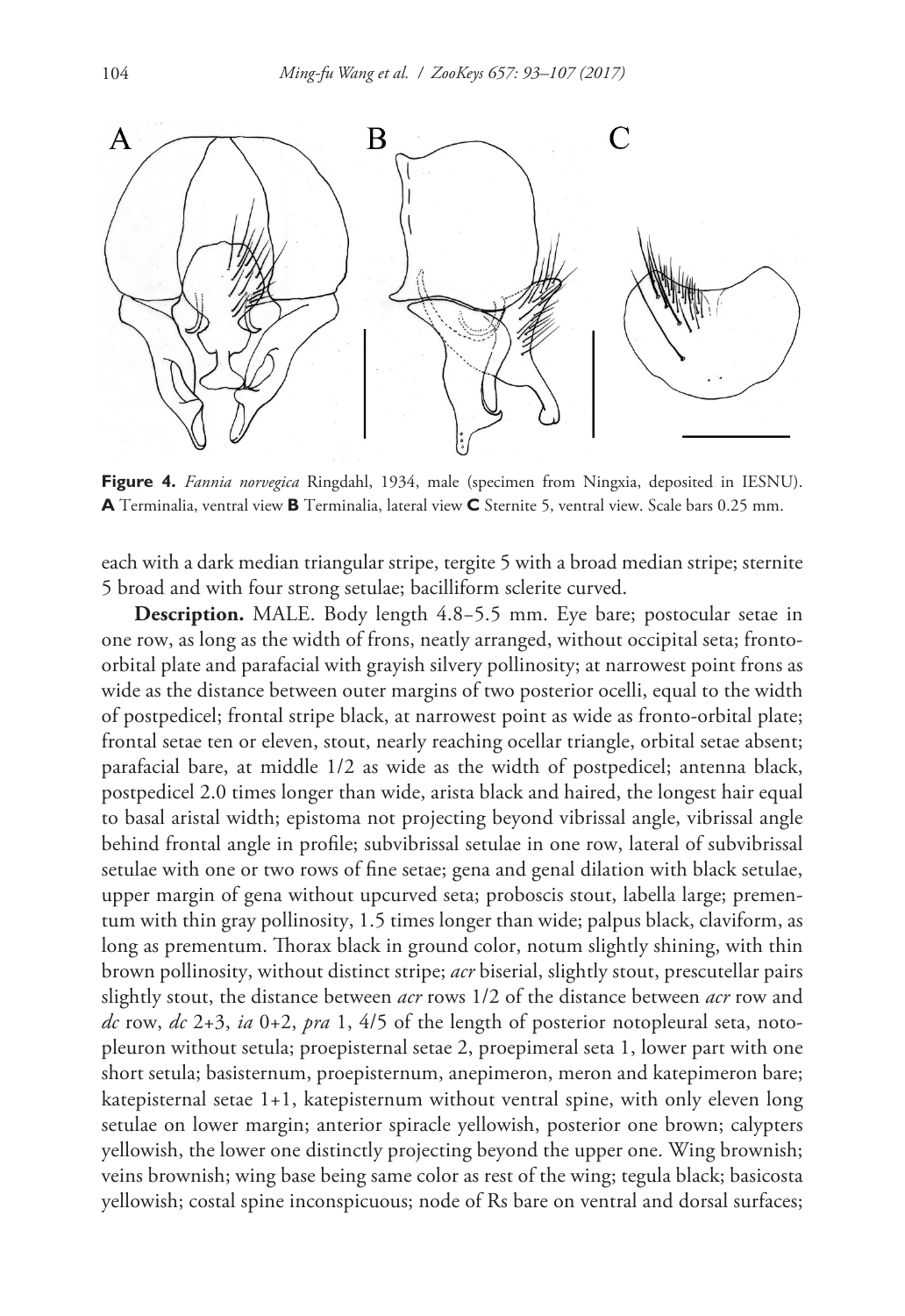**Figure 4.** *Fannia norvegica* Ringdahl, 1934, male (specimen from Ningxia, deposited in IESNU). **A** Terminalia, ventral view **B** Terminalia, lateral view **C** Sternite 5, ventral view. Scale bars 0.25 mm.

each with a dark median triangular stripe, tergite 5 with a broad median stripe; sternite 5 broad and with four strong setulae; bacilliform sclerite curved.

**Description.** MALE. Body length 4.8–5.5 mm. Eye bare; postocular setae in one row, as long as the width of frons, neatly arranged, without occipital seta; fronto-orbital plate and parafacial with grayish silvery pollinosity; at narrowest point frons as wide as the distance between outer margins of two posterior ocelli, equal to the width of postpedicel; frontal stripe black, at narrowest point as wide as fronto-orbital plate; frontal setae ten or eleven, stout, nearly reaching ocellar triangle, orbital setae absent; parafacial bare, at middle 1/2 as wide as the width of postpedicel; antenna black, postpedicel 2.0 times longer than wide, arista black and haired, the longest hair equal to basal aristal width; epistoma not projecting beyond vibrissal angle, vibrissal angle behind frontal angle in profile; subvibrissal setulae in one row, lateral of subvibrissal setulae with one or two rows of fine setae; gena and genal dilation with black setulae, upper margin of gena without upcurved seta; proboscis stout, labella large; prementum with thin gray pollinosity, 1.5 times longer than wide; palpus black, claviform, as long as prementum. Thorax black in ground color, notum slightly shining, with thin brown pollinosity, without distinct stripe; *acr* biserial, slightly stout, prescutellar pairs slightly stout, the distance between *acr* rows 1/2 of the distance between *acr* row and *dc* row, *dc* 2+3, *ia* 0+2, *pra* 1, 4/5 of the length of posterior notopleural seta, notopleuron without setula; proepisternal setae 2, proepimeral seta 1, lower part with one short setula; basisternum, proepisternum, anepimeron, meron and katepimeron bare; katepisternal setae 1+1, katepisternum without ventral spine, with only eleven long setulae on lower margin; anterior spiracle yellowish, posterior one brown; calypters yellowish, the lower one distinctly projecting beyond the upper one. Wing brownish; veins brownish; wing base being same color as rest of the wing; tegula black; basicosta yellowish; costal spine inconspicuous; node of Rs bare on ventral and dorsal surfaces;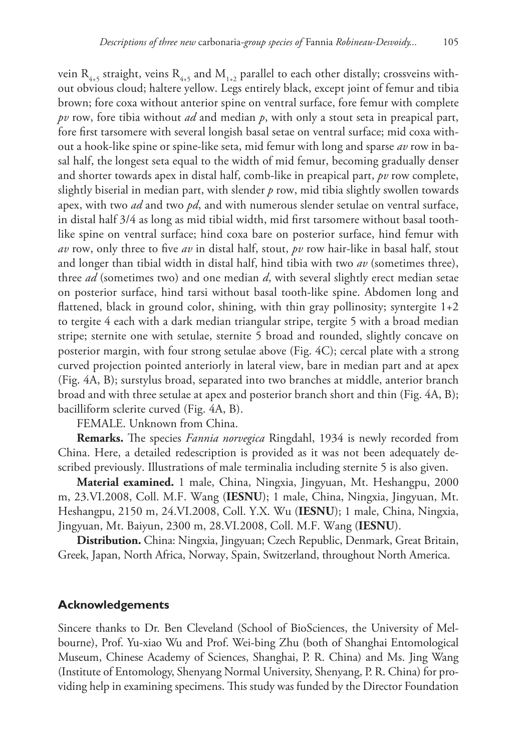vein $R_{4+5}$ straight, veins $R_{4+5}$ and $M_{1+2}$ parallel to each other distally; crossveins without obvious cloud; haltere yellow. Legs entirely black, except joint of femur and tibia brown; fore coxa without anterior spine on ventral surface, fore femur with complete *pv* row, fore tibia without *ad* and median *p*, with only a stout seta in preapical part, fore first tarsomere with several longish basal setae on ventral surface; mid coxa without a hook-like spine or spine-like seta, mid femur with long and sparse *av* row in basal half, the longest seta equal to the width of mid femur, becoming gradually denser and shorter towards apex in distal half, comb-like in preapical part, *pv* row complete, slightly biserial in median part, with slender *p* row, mid tibia slightly swollen towards apex, with two *ad* and two *pd*, and with numerous slender setulae on ventral surface, in distal half 3/4 as long as mid tibial width, mid first tarsomere without basal tooth-like spine on ventral surface; hind coxa bare on posterior surface, hind femur with *av* row, only three to five *av* in distal half, stout, *pv* row hair-like in basal half, stout and longer than tibial width in distal half, hind tibia with two *av* (sometimes three), three *ad* (sometimes two) and one median *d*, with several slightly erect median setae on posterior surface, hind tarsi without basal tooth-like spine. Abdomen long and flattened, black in ground color, shining, with thin gray pollinosity; syntergite 1+2 to tergite 4 each with a dark median triangular stripe, tergite 5 with a broad median stripe; sternite one with setulae, sternite 5 broad and rounded, slightly concave on posterior margin, with four strong setulae above (Fig. 4C); cercal plate with a strong curved projection pointed anteriorly in lateral view, bare in median part and at apex (Fig. 4A, B); surstylus broad, separated into two branches at middle, anterior branch broad and with three setulae at apex and posterior branch short and thin (Fig. 4A, B); bacilliform sclerite curved (Fig. 4A, B).

FEMALE. Unknown from China.

**Remarks.** The species *Fannia norvegica* Ringdahl, 1934 is newly recorded from China. Here, a detailed redescription is provided as it was not been adequately described previously. Illustrations of male terminalia including sternite 5 is also given.

**Material examined.** 1 male, China, Ningxia, Jingyuan, Mt. Heshangpu, 2000 m, 23.VI.2008, Coll. M.F. Wang (**IESNU**); 1 male, China, Ningxia, Jingyuan, Mt. Heshangpu, 2150 m, 24.VI.2008, Coll. Y.X. Wu (**IESNU**); 1 male, China, Ningxia, Jingyuan, Mt. Baiyun, 2300 m, 28.VI.2008, Coll. M.F. Wang (**IESNU**).

**Distribution.** China: Ningxia, Jingyuan; Czech Republic, Denmark, Great Britain, Greek, Japan, North Africa, Norway, Spain, Switzerland, throughout North America.

## Acknowledgements

Sincere thanks to Dr. Ben Cleveland (School of BioSciences, the University of Melbourne), Prof. Yu-xiao Wu and Prof. Wei-bing Zhu (both of Shanghai Entomological Museum, Chinese Academy of Sciences, Shanghai, P. R. China) and Ms. Jing Wang (Institute of Entomology, Shenyang Normal University, Shenyang, P. R. China) for providing help in examining specimens. This study was funded by the Director Foundation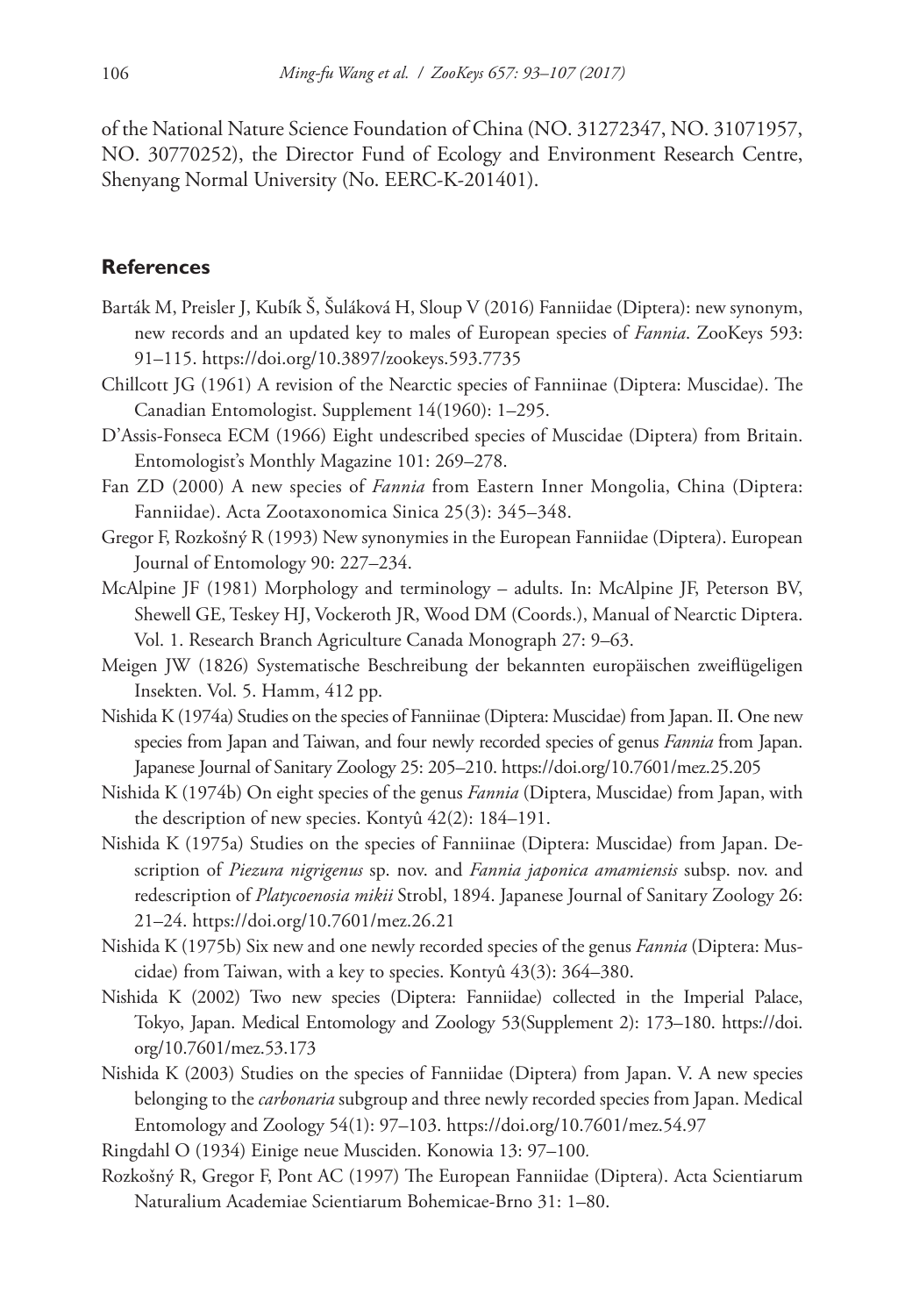of the National Nature Science Foundation of China (NO. 31272347, NO. 31071957, NO. 30770252), the Director Fund of Ecology and Environment Research Centre, Shenyang Normal University (No. EERC-K-201401).

## References

Barták M, Preisler J, Kubík Š, Šuláková H, Sloup V (2016) Fanniidae (Diptera): new synonym, new records and an updated key to males of European species of *Fannia*. ZooKeys 593: 91–115. https://doi.org/10.3897/zookeys.593.7735

Chillcott JG (1961) A revision of the Nearctic species of Fanniinae (Diptera: Muscidae). The Canadian Entomologist. Supplement 14(1960): 1–295.

D'Assis-Fonseca ECM (1966) Eight undescribed species of Muscidae (Diptera) from Britain. Entomologist's Monthly Magazine 101: 269–278.

Fan ZD (2000) A new species of *Fannia* from Eastern Inner Mongolia, China (Diptera: Fanniidae). Acta Zootaxonomica Sinica 25(3): 345–348.

Gregor F, Rozkošný R (1993) New synonymies in the European Fanniidae (Diptera). European Journal of Entomology 90: 227–234.

McAlpine JF (1981) Morphology and terminology – adults. In: McAlpine JF, Peterson BV, Shewell GE, Teskey HJ, Vockeroth JR, Wood DM (Coords.), Manual of Nearctic Diptera. Vol. 1. Research Branch Agriculture Canada Monograph 27: 9–63.

Meigen JW (1826) Systematische Beschreibung der bekannten europäischen zweiflügeligen Insekten. Vol. 5. Hamm, 412 pp.

Nishida K (1974a) Studies on the species of Fanniinae (Diptera: Muscidae) from Japan. II. One new species from Japan and Taiwan, and four newly recorded species of genus *Fannia* from Japan. Japanese Journal of Sanitary Zoology 25: 205–210. https://doi.org/10.7601/mez.25.205

Nishida K (1974b) On eight species of the genus *Fannia* (Diptera, Muscidae) from Japan, with the description of new species. Kontyû 42(2): 184–191.

Nishida K (1975a) Studies on the species of Fanniinae (Diptera: Muscidae) from Japan. Description of *Piezura nigrigenus* sp. nov. and *Fannia japonica amamiensis* subsp. nov. and redescription of *Platycoenosia mikii* Strobl, 1894. Japanese Journal of Sanitary Zoology 26: 21–24. https://doi.org/10.7601/mez.26.21

Nishida K (1975b) Six new and one newly recorded species of the genus *Fannia* (Diptera: Muscidae) from Taiwan, with a key to species. Kontyû 43(3): 364–380.

Nishida K (2002) Two new species (Diptera: Fanniidae) collected in the Imperial Palace, Tokyo, Japan. Medical Entomology and Zoology 53(Supplement 2): 173–180. https://doi.org/10.7601/mez.53.173

Nishida K (2003) Studies on the species of Fanniidae (Diptera) from Japan. V. A new species belonging to the *carbonaria* subgroup and three newly recorded species from Japan. Medical Entomology and Zoology 54(1): 97–103. https://doi.org/10.7601/mez.54.97

Ringdahl O (1934) Einige neue Musciden. Konowia 13: 97–100.

Rozkošný R, Gregor F, Pont AC (1997) The European Fanniidae (Diptera). Acta Scientiarum Naturalium Academiae Scientiarum Bohemicae-Brno 31: 1–80.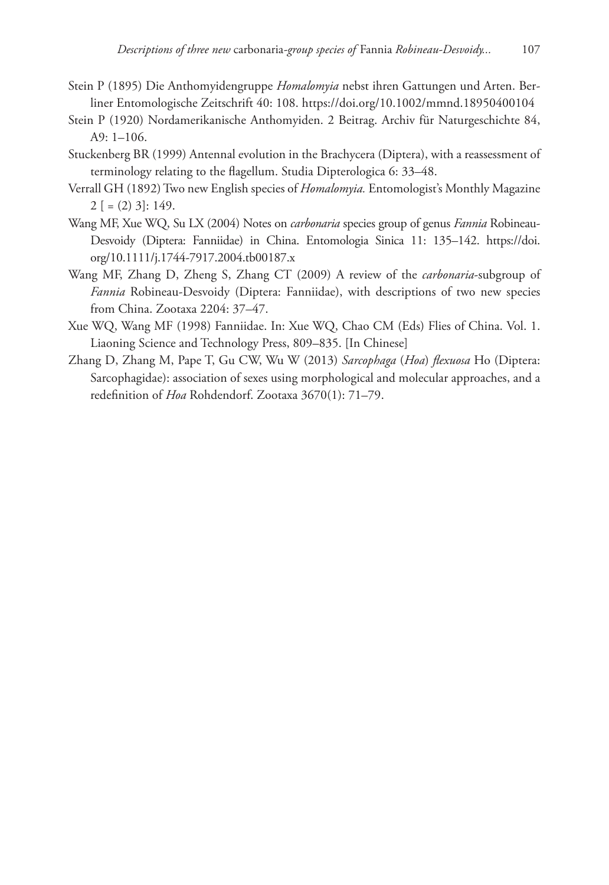Stein P (1895) Die Anthomyidengruppe *Homalomyia* nebst ihren Gattungen und Arten. Berliner Entomologische Zeitschrift 40: 108. https://doi.org/10.1002/mmnd.18950400104

Stein P (1920) Nordamerikanische Anthomyiden. 2 Beitrag. Archiv für Naturgeschichte 84, A9: 1–106.

Stuckenberg BR (1999) Antennal evolution in the Brachycera (Diptera), with a reassessment of terminology relating to the flagellum. Studia Dipterologica 6: 33–48.

Verrall GH (1892) Two new English species of *Homalomyia.* Entomologist's Monthly Magazine 2 [ = (2) 3]: 149.

Wang MF, Xue WQ, Su LX (2004) Notes on *carbonaria* species group of genus *Fannia* Robineau-Desvoidy (Diptera: Fanniidae) in China. Entomologia Sinica 11: 135–142. https://doi.org/10.1111/j.1744-7917.2004.tb00187.x

Wang MF, Zhang D, Zheng S, Zhang CT (2009) A review of the *carbonaria*-subgroup of *Fannia* Robineau-Desvoidy (Diptera: Fanniidae), with descriptions of two new species from China. Zootaxa 2204: 37–47.

Xue WQ, Wang MF (1998) Fanniidae. In: Xue WQ, Chao CM (Eds) Flies of China. Vol. 1. Liaoning Science and Technology Press, 809–835. [In Chinese]

Zhang D, Zhang M, Pape T, Gu CW, Wu W (2013) *Sarcophaga* (*Hoa*) *flexuosa* Ho (Diptera: Sarcophagidae): association of sexes using morphological and molecular approaches, and a redefinition of *Hoa* Rohdendorf. Zootaxa 3670(1): 71–79.